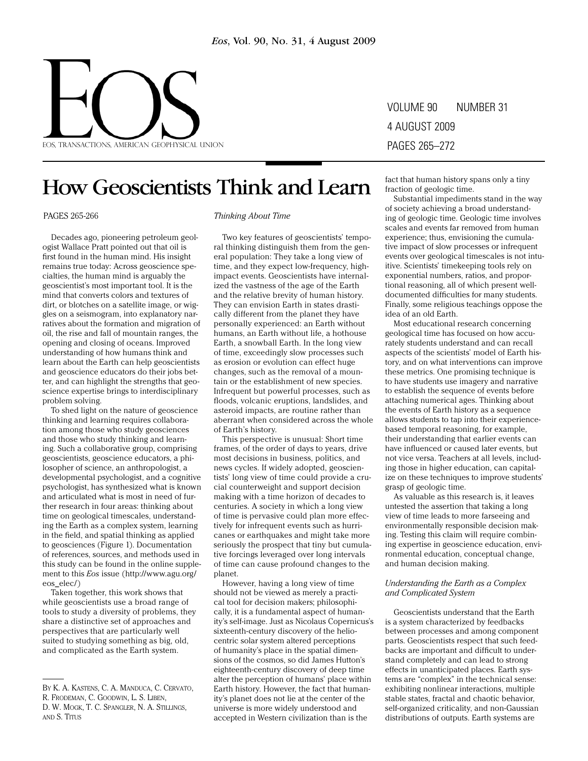# How Geoscientists Think and Learn

PAGES 265-266

Decades ago, pioneering petroleum geologist Wallace Pratt pointed out that oil is first found in the human mind. His insight remains true today: Across geoscience specialties, the human mind is arguably the geoscientist's most important tool. It is the mind that converts colors and textures of dirt, or blotches on a satellite image, or wiggles on a seismogram, into explanatory narratives about the formation and migration of oil, the rise and fall of mountain ranges, the opening and closing of oceans. Improved understanding of how humans think and learn about the Earth can help geoscientists and geoscience educators do their jobs better, and can highlight the strengths that geoscience expertise brings to interdisciplinary problem solving.

To shed light on the nature of geoscience thinking and learning requires collaboration among those who study geosciences and those who study thinking and learning. Such a collaborative group, comprising geoscientists, geoscience educators, a philosopher of science, an anthropologist, a developmental psychologist, and a cognitive psychologist, has synthesized what is known and articulated what is most in need of further research in four areas: thinking about time on geological timescales, understanding the Earth as a complex system, learning in the field, and spatial thinking as applied to geosciences (Figure 1). Documentation of references, sources, and methods used in this study can be found in the online supplement to this *Eos* issue (http://www.agu.org/eos_elec/)

Taken together, this work shows that while geoscientists use a broad range of tools to study a diversity of problems, they share a distinctive set of approaches and perspectives that are particularly well suited to studying something as big, old, and complicated as the Earth system.

By K. A. Kastens, C. A. Manduca, C. Cervato, R. Frodeman, C. Goodwin, L. S. Liben, D. W. Mogk, T. C. Spangler, N. A. Stillings, and S. Titus

### *Thinking About Time*

Two key features of geoscientists' temporal thinking distinguish them from the general population: They take a long view of time, and they expect low-frequency, high-impact events. Geoscientists have internalized the vastness of the age of the Earth and the relative brevity of human history. They can envision Earth in states drastically different from the planet they have personally experienced: an Earth without humans, an Earth without life, a hothouse Earth, a snowball Earth. In the long view of time, exceedingly slow processes such as erosion or evolution can effect huge changes, such as the removal of a mountain or the establishment of new species. Infrequent but powerful processes, such as floods, volcanic eruptions, landslides, and asteroid impacts, are routine rather than aberrant when considered across the whole of Earth's history.

This perspective is unusual: Short time frames, of the order of days to years, drive most decisions in business, politics, and news cycles. If widely adopted, geoscientists' long view of time could provide a crucial counterweight and support decision making with a time horizon of decades to centuries. A society in which a long view of time is pervasive could plan more effectively for infrequent events such as hurricanes or earthquakes and might take more seriously the prospect that tiny but cumulative forcings leveraged over long intervals of time can cause profound changes to the planet.

However, having a long view of time should not be viewed as merely a practical tool for decision makers; philosophically, it is a fundamental aspect of humanity's self-image. Just as Nicolaus Copernicus's sixteenth-century discovery of the heliocentric solar system altered perceptions of humanity's place in the spatial dimensions of the cosmos, so did James Hutton's eighteenth-century discovery of deep time alter the perception of humans' place within Earth history. However, the fact that humanity's planet does not lie at the center of the universe is more widely understood and accepted in Western civilization than is the fact that human history spans only a tiny fraction of geologic time.

Substantial impediments stand in the way of society achieving a broad understanding of geologic time. Geologic time involves scales and events far removed from human experience; thus, envisioning the cumulative impact of slow processes or infrequent events over geological timescales is not intuitive. Scientists' timekeeping tools rely on exponential numbers, ratios, and proportional reasoning, all of which present well-documented difficulties for many students. Finally, some religious teachings oppose the idea of an old Earth.

Most educational research concerning geological time has focused on how accurately students understand and can recall aspects of the scientists' model of Earth history, and on what interventions can improve these metrics. One promising technique is to have students use imagery and narrative to establish the sequence of events before attaching numerical ages. Thinking about the events of Earth history as a sequence allows students to tap into their experience-based temporal reasoning, for example, their understanding that earlier events can have influenced or caused later events, but not vice versa. Teachers at all levels, including those in higher education, can capitalize on these techniques to improve students' grasp of geologic time.

As valuable as this research is, it leaves untested the assertion that taking a long view of time leads to more farseeing and environmentally responsible decision making. Testing this claim will require combining expertise in geoscience education, environmental education, conceptual change, and human decision making.

### *Understanding the Earth as a Complex and Complicated System*

Geoscientists understand that the Earth is a system characterized by feedbacks between processes and among component parts. Geoscientists respect that such feedbacks are important and difficult to understand completely and can lead to strong effects in unanticipated places. Earth systems are "complex" in the technical sense: exhibiting nonlinear interactions, multiple stable states, fractal and chaotic behavior, self-organized criticality, and non-Gaussian distributions of outputs. Earth systems are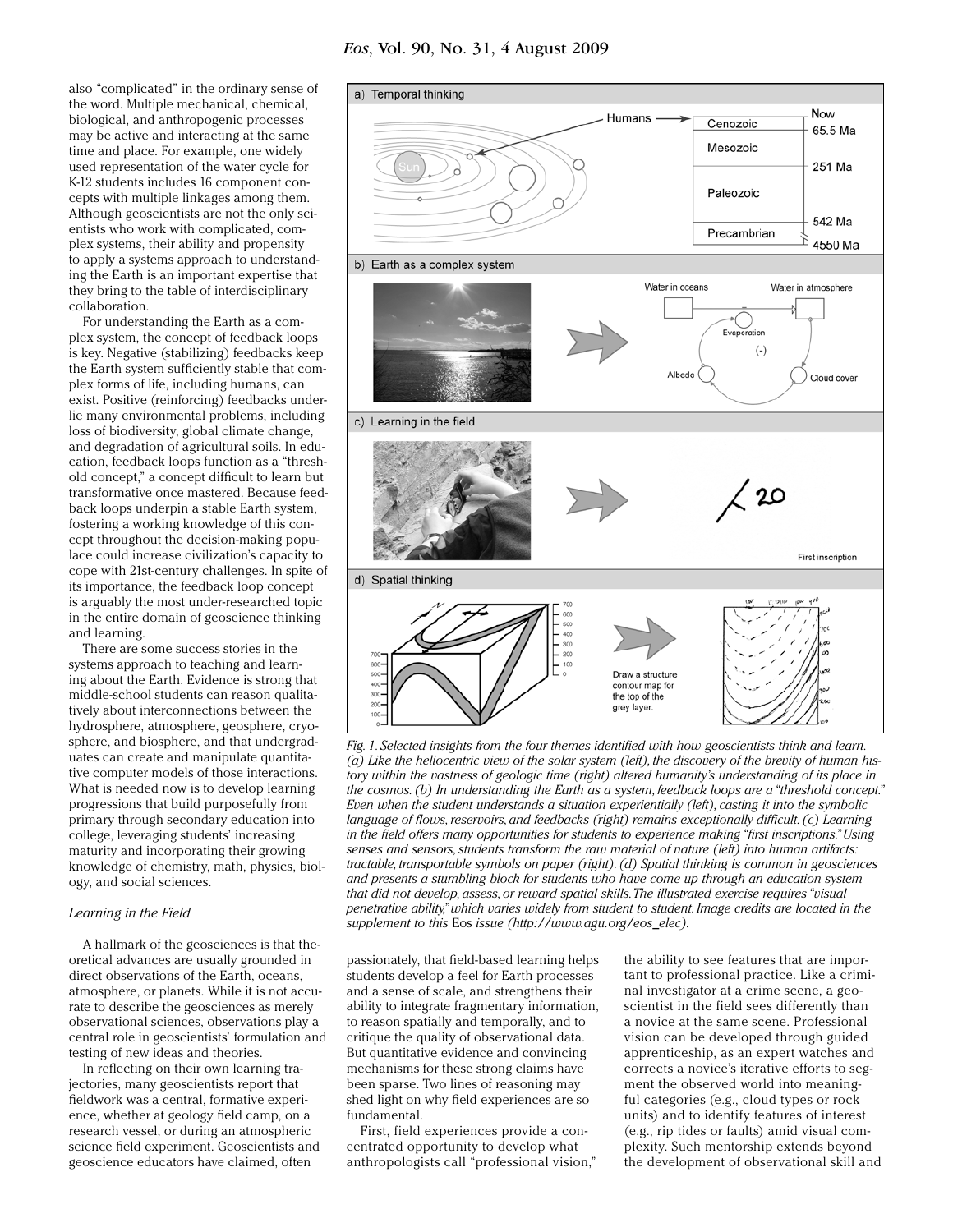also "complicated" in the ordinary sense of the word. Multiple mechanical, chemical, biological, and anthropogenic processes may be active and interacting at the same time and place. For example, one widely used representation of the water cycle for K-12 students includes 16 component concepts with multiple linkages among them. Although geoscientists are not the only scientists who work with complicated, complex systems, their ability and propensity to apply a systems approach to understanding the Earth is an important expertise that they bring to the table of interdisciplinary collaboration.

For understanding the Earth as a complex system, the concept of feedback loops is key. Negative (stabilizing) feedbacks keep the Earth system sufficiently stable that complex forms of life, including humans, can exist. Positive (reinforcing) feedbacks underlie many environmental problems, including loss of biodiversity, global climate change, and degradation of agricultural soils. In education, feedback loops function as a "threshold concept," a concept difficult to learn but transformative once mastered. Because feedback loops underpin a stable Earth system, fostering a working knowledge of this concept throughout the decision-making populace could increase civilization's capacity to cope with 21st-century challenges. In spite of its importance, the feedback loop concept is arguably the most under-researched topic in the entire domain of geoscience thinking and learning.

There are some success stories in the systems approach to teaching and learning about the Earth. Evidence is strong that middle-school students can reason qualitatively about interconnections between the hydrosphere, atmosphere, geosphere, cryosphere, and biosphere, and that undergraduates can create and manipulate quantitative computer models of those interactions. What is needed now is to develop learning progressions that build purposefully from primary through secondary education into college, leveraging students' increasing maturity and incorporating their growing knowledge of chemistry, math, physics, biology, and social sciences.

a) Temporal thinking

Humans

Sun

Now

Cenozoic 65.5 Ma

Mesozoic 251 Ma

Paleozoic 542 Ma

Precambrian 4550 Ma

b) Earth as a complex system

Water in oceans

Water in atmosphere

Evaporation

(-)

Albedo

Cloud cover

c) Learning in the field

20

First inscription

d) Spatial thinking

700 600 500 400 300 200 100 0

Draw a structure contour map for the top of the grey layer.

*Fig. 1. Selected insights from the four themes identified with how geoscientists think and learn. (a) Like the heliocentric view of the solar system (left), the discovery of the brevity of human history within the vastness of geologic time (right) altered humanity's understanding of its place in the cosmos. (b) In understanding the Earth as a system, feedback loops are a "threshold concept." Even when the student understands a situation experientially (left), casting it into the symbolic language of flows, reservoirs, and feedbacks (right) remains exceptionally difficult. (c) Learning in the field offers many opportunities for students to experience making "first inscriptions." Using senses and sensors, students transform the raw material of nature (left) into human artifacts: tractable, transportable symbols on paper (right). (d) Spatial thinking is common in geosciences and presents a stumbling block for students who have come up through an education system that did not develop, assess, or reward spatial skills. The illustrated exercise requires "visual penetrative ability," which varies widely from student to student. Image credits are located in the supplement to this* Eos *issue (http://www.agu.org/eos_elec).*

### Learning in the Field

A hallmark of the geosciences is that theoretical advances are usually grounded in direct observations of the Earth, oceans, atmosphere, or planets. While it is not accurate to describe the geosciences as merely observational sciences, observations play a central role in geoscientists' formulation and testing of new ideas and theories.

In reflecting on their own learning trajectories, many geoscientists report that fieldwork was a central, formative experience, whether at geology field camp, on a research vessel, or during an atmospheric science field experiment. Geoscientists and geoscience educators have claimed, often passionately, that field-based learning helps students develop a feel for Earth processes and a sense of scale, and strengthens their ability to integrate fragmentary information, to reason spatially and temporally, and to critique the quality of observational data. But quantitative evidence and convincing mechanisms for these strong claims have been sparse. Two lines of reasoning may shed light on why field experiences are so fundamental.

First, field experiences provide a concentrated opportunity to develop what anthropologists call "professional vision," the ability to see features that are important to professional practice. Like a criminal investigator at a crime scene, a geoscientist in the field sees differently than a novice at the same scene. Professional vision can be developed through guided apprenticeship, as an expert watches and corrects a novice's iterative efforts to segment the observed world into meaningful categories (e.g., cloud types or rock units) and to identify features of interest (e.g., rip tides or faults) amid visual complexity. Such mentorship extends beyond the development of observational skill and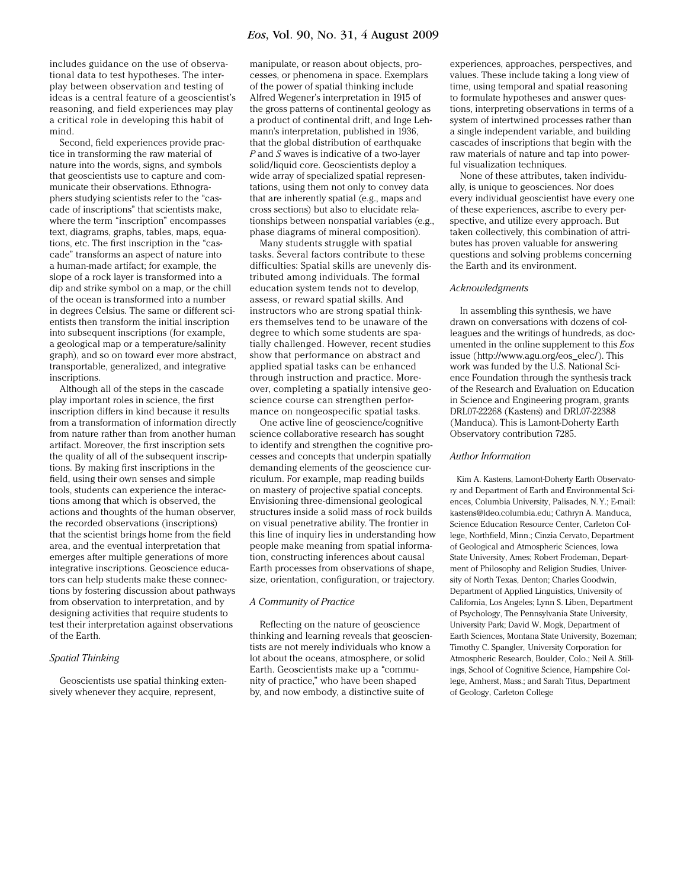includes guidance on the use of observational data to test hypotheses. The interplay between observation and testing of ideas is a central feature of a geoscientist's reasoning, and field experiences may play a critical role in developing this habit of mind.

Second, field experiences provide practice in transforming the raw material of nature into the words, signs, and symbols that geoscientists use to capture and communicate their observations. Ethnographers studying scientists refer to the "cascade of inscriptions" that scientists make, where the term "inscription" encompasses text, diagrams, graphs, tables, maps, equations, etc. The first inscription in the "cascade" transforms an aspect of nature into a human-made artifact; for example, the slope of a rock layer is transformed into a dip and strike symbol on a map, or the chill of the ocean is transformed into a number in degrees Celsius. The same or different scientists then transform the initial inscription into subsequent inscriptions (for example, a geological map or a temperature/salinity graph), and so on toward ever more abstract, transportable, generalized, and integrative inscriptions.

Although all of the steps in the cascade play important roles in science, the first inscription differs in kind because it results from a transformation of information directly from nature rather than from another human artifact. Moreover, the first inscription sets the quality of all of the subsequent inscriptions. By making first inscriptions in the field, using their own senses and simple tools, students can experience the interactions among that which is observed, the actions and thoughts of the human observer, the recorded observations (inscriptions) that the scientist brings home from the field area, and the eventual interpretation that emerges after multiple generations of more integrative inscriptions. Geoscience educators can help students make these connections by fostering discussion about pathways from observation to interpretation, and by designing activities that require students to test their interpretation against observations of the Earth.

### *Spatial Thinking*

Geoscientists use spatial thinking extensively whenever they acquire, represent, manipulate, or reason about objects, processes, or phenomena in space. Exemplars of the power of spatial thinking include Alfred Wegener's interpretation in 1915 of the gross patterns of continental geology as a product of continental drift, and Inge Lehmann's interpretation, published in 1936, that the global distribution of earthquake *P* and *S* waves is indicative of a two-layer solid/liquid core. Geoscientists deploy a wide array of specialized spatial representations, using them not only to convey data that are inherently spatial (e.g., maps and cross sections) but also to elucidate relationships between nonspatial variables (e.g., phase diagrams of mineral composition).

Many students struggle with spatial tasks. Several factors contribute to these difficulties: Spatial skills are unevenly distributed among individuals. The formal education system tends not to develop, assess, or reward spatial skills. And instructors who are strong spatial thinkers themselves tend to be unaware of the degree to which some students are spatially challenged. However, recent studies show that performance on abstract and applied spatial tasks can be enhanced through instruction and practice. Moreover, completing a spatially intensive geoscience course can strengthen performance on nongeospecific spatial tasks.

One active line of geoscience/cognitive science collaborative research has sought to identify and strengthen the cognitive processes and concepts that underpin spatially demanding elements of the geoscience curriculum. For example, map reading builds on mastery of projective spatial concepts. Envisioning three-dimensional geological structures inside a solid mass of rock builds on visual penetrative ability. The frontier in this line of inquiry lies in understanding how people make meaning from spatial information, constructing inferences about causal Earth processes from observations of shape, size, orientation, configuration, or trajectory.

### *A Community of Practice*

Reflecting on the nature of geoscience thinking and learning reveals that geoscientists are not merely individuals who know a lot about the oceans, atmosphere, or solid Earth. Geoscientists make up a "community of practice," who have been shaped by, and now embody, a distinctive suite of experiences, approaches, perspectives, and values. These include taking a long view of time, using temporal and spatial reasoning to formulate hypotheses and answer questions, interpreting observations in terms of a system of intertwined processes rather than a single independent variable, and building cascades of inscriptions that begin with the raw materials of nature and tap into powerful visualization techniques.

None of these attributes, taken individually, is unique to geosciences. Nor does every individual geoscientist have every one of these experiences, ascribe to every perspective, and utilize every approach. But taken collectively, this combination of attributes has proven valuable for answering questions and solving problems concerning the Earth and its environment.

### *Acknowledgments*

In assembling this synthesis, we have drawn on conversations with dozens of colleagues and the writings of hundreds, as documented in the online supplement to this *Eos* issue (http://www.agu.org/eos_elec/). This work was funded by the U.S. National Science Foundation through the synthesis track of the Research and Evaluation on Education in Science and Engineering program, grants DRL07-22268 (Kastens) and DRL07-22388 (Manduca). This is Lamont-Doherty Earth Observatory contribution 7285.

### *Author Information*

Kim A. Kastens, Lamont-Doherty Earth Observatory and Department of Earth and Environmental Sciences, Columbia University, Palisades, N.Y.; E-mail: kastens@ldeo.columbia.edu; Cathryn A. Manduca, Science Education Resource Center, Carleton College, Northfield, Minn.; Cinzia Cervato, Department of Geological and Atmospheric Sciences, Iowa State University, Ames; Robert Frodeman, Department of Philosophy and Religion Studies, University of North Texas, Denton; Charles Goodwin, Department of Applied Linguistics, University of California, Los Angeles; Lynn S. Liben, Department of Psychology, The Pennsylvania State University, University Park; David W. Mogk, Department of Earth Sciences, Montana State University, Bozeman; Timothy C. Spangler, University Corporation for Atmospheric Research, Boulder, Colo.; Neil A. Stillings, School of Cognitive Science, Hampshire College, Amherst, Mass.; and Sarah Titus, Department of Geology, Carleton College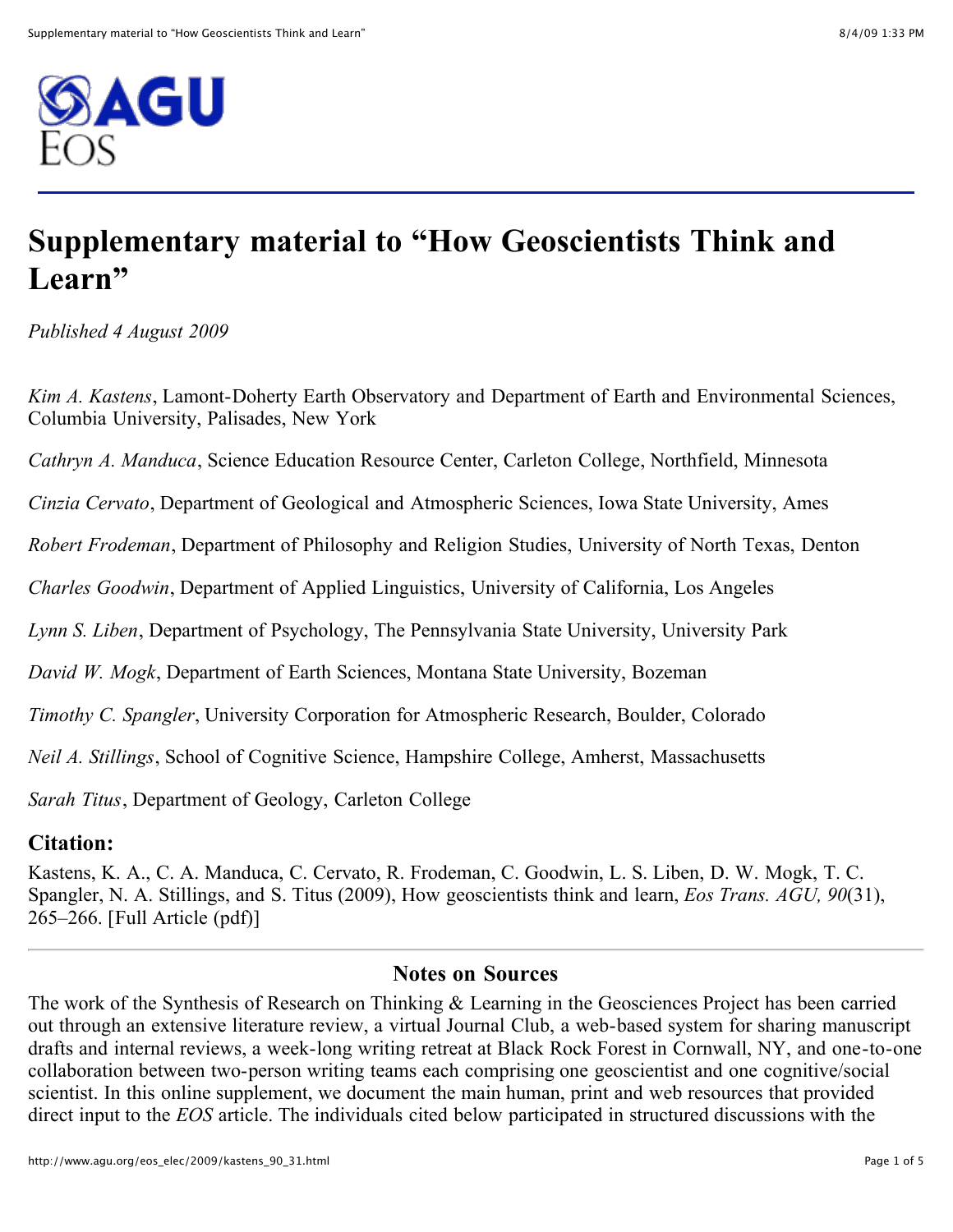# Supplementary material to “How Geoscientists Think and Learn”

*Published 4 August 2009*

*Kim A. Kastens*, Lamont-Doherty Earth Observatory and Department of Earth and Environmental Sciences, Columbia University, Palisades, New York

*Cathryn A. Manduca*, Science Education Resource Center, Carleton College, Northfield, Minnesota

*Cinzia Cervato*, Department of Geological and Atmospheric Sciences, Iowa State University, Ames

*Robert Frodeman*, Department of Philosophy and Religion Studies, University of North Texas, Denton

*Charles Goodwin*, Department of Applied Linguistics, University of California, Los Angeles

*Lynn S. Liben*, Department of Psychology, The Pennsylvania State University, University Park

*David W. Mogk*, Department of Earth Sciences, Montana State University, Bozeman

*Timothy C. Spangler*, University Corporation for Atmospheric Research, Boulder, Colorado

*Neil A. Stillings*, School of Cognitive Science, Hampshire College, Amherst, Massachusetts

*Sarah Titus*, Department of Geology, Carleton College

## Citation:

Kastens, K. A., C. A. Manduca, C. Cervato, R. Frodeman, C. Goodwin, L. S. Liben, D. W. Mogk, T. C. Spangler, N. A. Stillings, and S. Titus (2009), How geoscientists think and learn, *Eos Trans. AGU, 90*(31), 265–266. [Full Article (pdf)]

---

## Notes on Sources

The work of the Synthesis of Research on Thinking & Learning in the Geosciences Project has been carried out through an extensive literature review, a virtual Journal Club, a web-based system for sharing manuscript drafts and internal reviews, a week-long writing retreat at Black Rock Forest in Cornwall, NY, and one-to-one collaboration between two-person writing teams each comprising one geoscientist and one cognitive/social scientist. In this online supplement, we document the main human, print and web resources that provided direct input to the *EOS* article. The individuals cited below participated in structured discussions with the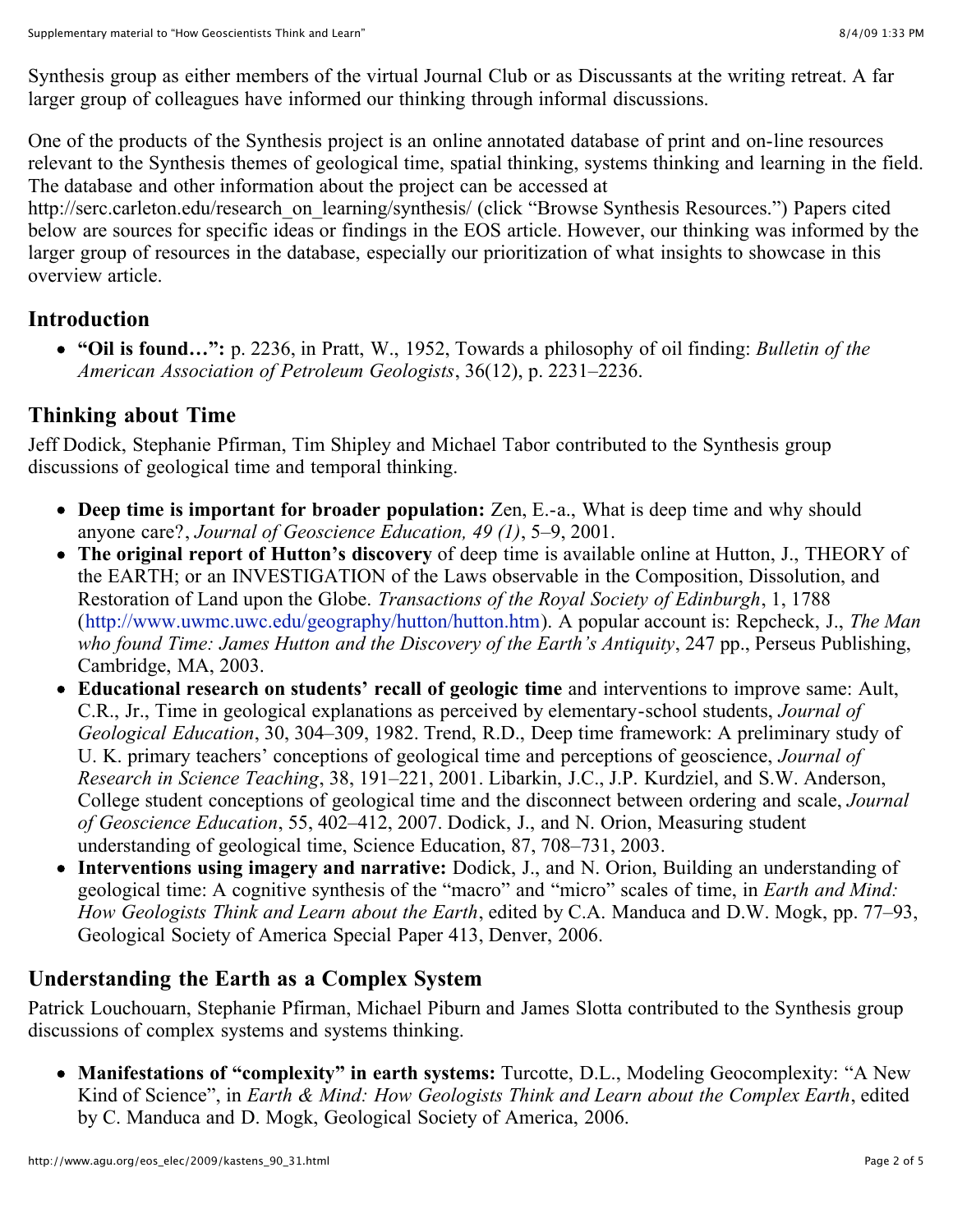Synthesis group as either members of the virtual Journal Club or as Discussants at the writing retreat. A far larger group of colleagues have informed our thinking through informal discussions.

One of the products of the Synthesis project is an online annotated database of print and on-line resources relevant to the Synthesis themes of geological time, spatial thinking, systems thinking and learning in the field. The database and other information about the project can be accessed at http://serc.carleton.edu/research_on_learning/synthesis/ (click "Browse Synthesis Resources.") Papers cited below are sources for specific ideas or findings in the EOS article. However, our thinking was informed by the larger group of resources in the database, especially our prioritization of what insights to showcase in this overview article.

## Introduction

- **"Oil is found…":** p. 2236, in Pratt, W., 1952, Towards a philosophy of oil finding: *Bulletin of the American Association of Petroleum Geologists*, 36(12), p. 2231–2236.

## Thinking about Time

Jeff Dodick, Stephanie Pfirman, Tim Shipley and Michael Tabor contributed to the Synthesis group discussions of geological time and temporal thinking.

- **Deep time is important for broader population:** Zen, E.-a., What is deep time and why should anyone care?, *Journal of Geoscience Education, 49 (1)*, 5–9, 2001.
- **The original report of Hutton's discovery** of deep time is available online at Hutton, J., THEORY of the EARTH; or an INVESTIGATION of the Laws observable in the Composition, Dissolution, and Restoration of Land upon the Globe. *Transactions of the Royal Society of Edinburgh*, 1, 1788 (http://www.uwmc.uwc.edu/geography/hutton/hutton.htm). A popular account is: Repcheck, J., *The Man who found Time: James Hutton and the Discovery of the Earth's Antiquity*, 247 pp., Perseus Publishing, Cambridge, MA, 2003.
- **Educational research on students' recall of geologic time** and interventions to improve same: Ault, C.R., Jr., Time in geological explanations as perceived by elementary-school students, *Journal of Geological Education*, 30, 304–309, 1982. Trend, R.D., Deep time framework: A preliminary study of U. K. primary teachers' conceptions of geological time and perceptions of geoscience, *Journal of Research in Science Teaching*, 38, 191–221, 2001. Libarkin, J.C., J.P. Kurdziel, and S.W. Anderson, College student conceptions of geological time and the disconnect between ordering and scale, *Journal of Geoscience Education*, 55, 402–412, 2007. Dodick, J., and N. Orion, Measuring student understanding of geological time, Science Education, 87, 708–731, 2003.
- **Interventions using imagery and narrative:** Dodick, J., and N. Orion, Building an understanding of geological time: A cognitive synthesis of the "macro" and "micro" scales of time, in *Earth and Mind: How Geologists Think and Learn about the Earth*, edited by C.A. Manduca and D.W. Mogk, pp. 77–93, Geological Society of America Special Paper 413, Denver, 2006.

## Understanding the Earth as a Complex System

Patrick Louchouarn, Stephanie Pfirman, Michael Piburn and James Slotta contributed to the Synthesis group discussions of complex systems and systems thinking.

- **Manifestations of "complexity" in earth systems:** Turcotte, D.L., Modeling Geocomplexity: "A New Kind of Science", in *Earth & Mind: How Geologists Think and Learn about the Complex Earth*, edited by C. Manduca and D. Mogk, Geological Society of America, 2006.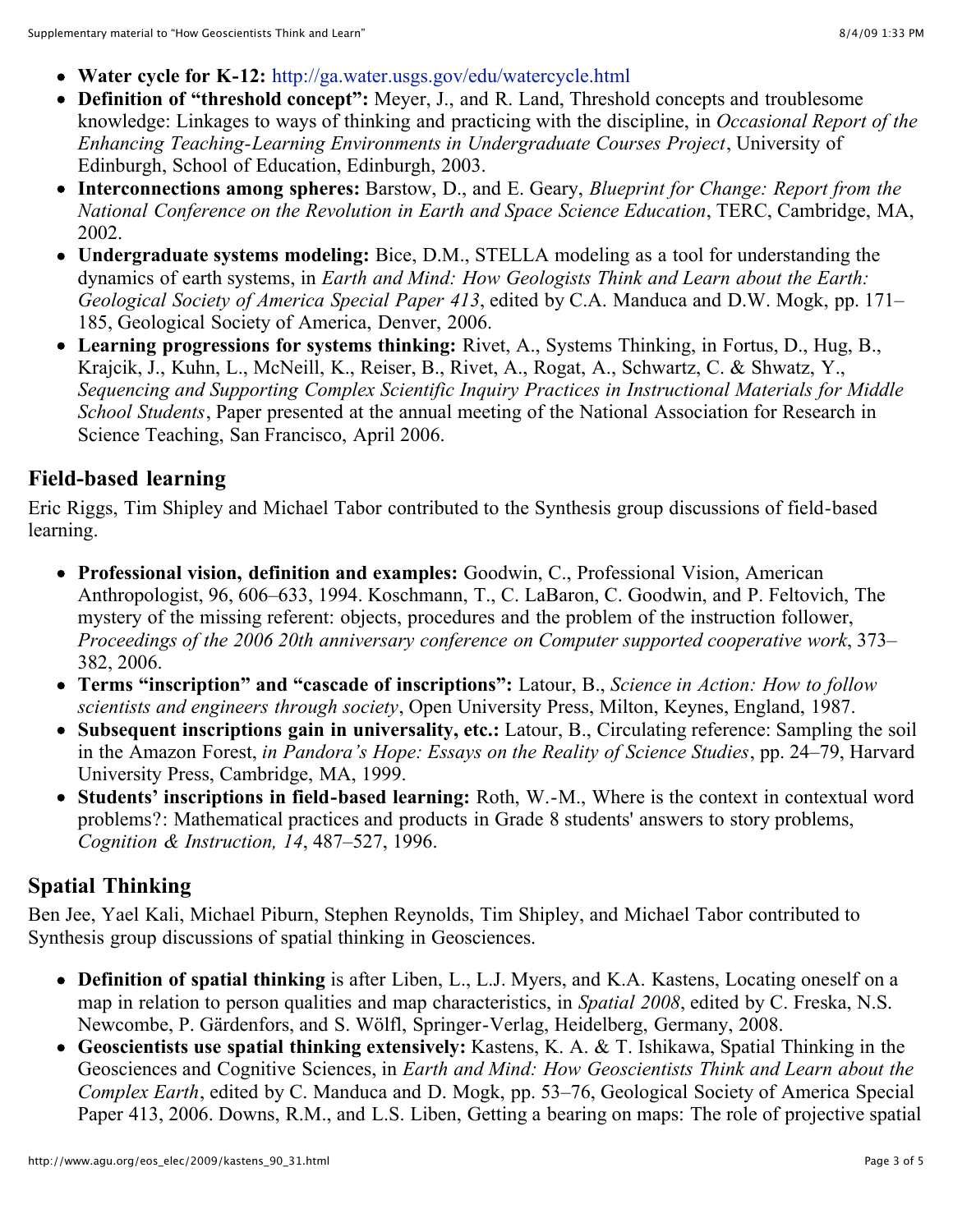- **Water cycle for K-12:** http://ga.water.usgs.gov/edu/watercycle.html
- **Definition of "threshold concept":** Meyer, J., and R. Land, Threshold concepts and troublesome knowledge: Linkages to ways of thinking and practicing with the discipline, in *Occasional Report of the Enhancing Teaching-Learning Environments in Undergraduate Courses Project*, University of Edinburgh, School of Education, Edinburgh, 2003.
- **Interconnections among spheres:** Barstow, D., and E. Geary, *Blueprint for Change: Report from the National Conference on the Revolution in Earth and Space Science Education*, TERC, Cambridge, MA, 2002.
- **Undergraduate systems modeling:** Bice, D.M., STELLA modeling as a tool for understanding the dynamics of earth systems, in *Earth and Mind: How Geologists Think and Learn about the Earth: Geological Society of America Special Paper 413*, edited by C.A. Manduca and D.W. Mogk, pp. 171–185, Geological Society of America, Denver, 2006.
- **Learning progressions for systems thinking:** Rivet, A., Systems Thinking, in Fortus, D., Hug, B., Krajcik, J., Kuhn, L., McNeill, K., Reiser, B., Rivet, A., Rogat, A., Schwartz, C. & Shwatz, Y., *Sequencing and Supporting Complex Scientific Inquiry Practices in Instructional Materials for Middle School Students*, Paper presented at the annual meeting of the National Association for Research in Science Teaching, San Francisco, April 2006.

## Field-based learning

Eric Riggs, Tim Shipley and Michael Tabor contributed to the Synthesis group discussions of field-based learning.

- **Professional vision, definition and examples:** Goodwin, C., Professional Vision, American Anthropologist, 96, 606–633, 1994. Koschmann, T., C. LaBaron, C. Goodwin, and P. Feltovich, The mystery of the missing referent: objects, procedures and the problem of the instruction follower, *Proceedings of the 2006 20th anniversary conference on Computer supported cooperative work*, 373–382, 2006.
- **Terms "inscription" and "cascade of inscriptions":** Latour, B., *Science in Action: How to follow scientists and engineers through society*, Open University Press, Milton, Keynes, England, 1987.
- **Subsequent inscriptions gain in universality, etc.:** Latour, B., Circulating reference: Sampling the soil in the Amazon Forest, *in Pandora's Hope: Essays on the Reality of Science Studies*, pp. 24–79, Harvard University Press, Cambridge, MA, 1999.
- **Students' inscriptions in field-based learning:** Roth, W.-M., Where is the context in contextual word problems?: Mathematical practices and products in Grade 8 students' answers to story problems, *Cognition & Instruction, 14*, 487–527, 1996.

## Spatial Thinking

Ben Jee, Yael Kali, Michael Piburn, Stephen Reynolds, Tim Shipley, and Michael Tabor contributed to Synthesis group discussions of spatial thinking in Geosciences.

- **Definition of spatial thinking** is after Liben, L., L.J. Myers, and K.A. Kastens, Locating oneself on a map in relation to person qualities and map characteristics, in *Spatial 2008*, edited by C. Freska, N.S. Newcombe, P. Gärdenfors, and S. Wölfl, Springer-Verlag, Heidelberg, Germany, 2008.
- **Geoscientists use spatial thinking extensively:** Kastens, K. A. & T. Ishikawa, Spatial Thinking in the Geosciences and Cognitive Sciences, in *Earth and Mind: How Geoscientists Think and Learn about the Complex Earth*, edited by C. Manduca and D. Mogk, pp. 53–76, Geological Society of America Special Paper 413, 2006. Downs, R.M., and L.S. Liben, Getting a bearing on maps: The role of projective spatial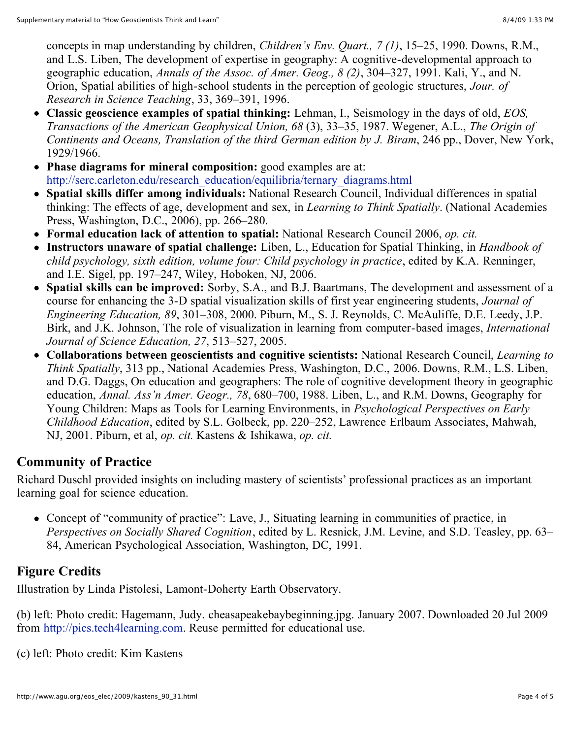concepts in map understanding by children, *Children's Env. Quart., 7 (1)*, 15–25, 1990. Downs, R.M., and L.S. Liben, The development of expertise in geography: A cognitive-developmental approach to geographic education, *Annals of the Assoc. of Amer. Geog., 8 (2)*, 304–327, 1991. Kali, Y., and N. Orion, Spatial abilities of high-school students in the perception of geologic structures, *Jour. of Research in Science Teaching*, 33, 369–391, 1996.

- **Classic geoscience examples of spatial thinking:** Lehman, I., Seismology in the days of old, *EOS, Transactions of the American Geophysical Union, 68* (3), 33–35, 1987. Wegener, A.L., *The Origin of Continents and Oceans, Translation of the third German edition by J. Biram*, 246 pp., Dover, New York, 1929/1966.
- **Phase diagrams for mineral composition:** good examples are at: http://serc.carleton.edu/research_education/equilibria/ternary_diagrams.html
- **Spatial skills differ among individuals:** National Research Council, Individual differences in spatial thinking: The effects of age, development and sex, in *Learning to Think Spatially*. (National Academies Press, Washington, D.C., 2006), pp. 266–280.
- **Formal education lack of attention to spatial:** National Research Council 2006, *op. cit.*
- **Instructors unaware of spatial challenge:** Liben, L., Education for Spatial Thinking, in *Handbook of child psychology, sixth edition, volume four: Child psychology in practice*, edited by K.A. Renninger, and I.E. Sigel, pp. 197–247, Wiley, Hoboken, NJ, 2006.
- **Spatial skills can be improved:** Sorby, S.A., and B.J. Baartmans, The development and assessment of a course for enhancing the 3-D spatial visualization skills of first year engineering students, *Journal of Engineering Education, 89*, 301–308, 2000. Piburn, M., S. J. Reynolds, C. McAuliffe, D.E. Leedy, J.P. Birk, and J.K. Johnson, The role of visualization in learning from computer-based images, *International Journal of Science Education, 27*, 513–527, 2005.
- **Collaborations between geoscientists and cognitive scientists:** National Research Council, *Learning to Think Spatially*, 313 pp., National Academies Press, Washington, D.C., 2006. Downs, R.M., L.S. Liben, and D.G. Daggs, On education and geographers: The role of cognitive development theory in geographic education, *Annal. Ass'n Amer. Geogr., 78*, 680–700, 1988. Liben, L., and R.M. Downs, Geography for Young Children: Maps as Tools for Learning Environments, in *Psychological Perspectives on Early Childhood Education*, edited by S.L. Golbeck, pp. 220–252, Lawrence Erlbaum Associates, Mahwah, NJ, 2001. Piburn, et al, *op. cit.* Kastens & Ishikawa, *op. cit.*

## Community of Practice

Richard Duschl provided insights on including mastery of scientists' professional practices as an important learning goal for science education.

- Concept of "community of practice": Lave, J., Situating learning in communities of practice, in *Perspectives on Socially Shared Cognition*, edited by L. Resnick, J.M. Levine, and S.D. Teasley, pp. 63–84, American Psychological Association, Washington, DC, 1991.

## Figure Credits

Illustration by Linda Pistolesi, Lamont-Doherty Earth Observatory.

(b) left: Photo credit: Hagemann, Judy. cheasapeakebaybeginning.jpg. January 2007. Downloaded 20 Jul 2009 from http://pics.tech4learning.com. Reuse permitted for educational use.

(c) left: Photo credit: Kim Kastens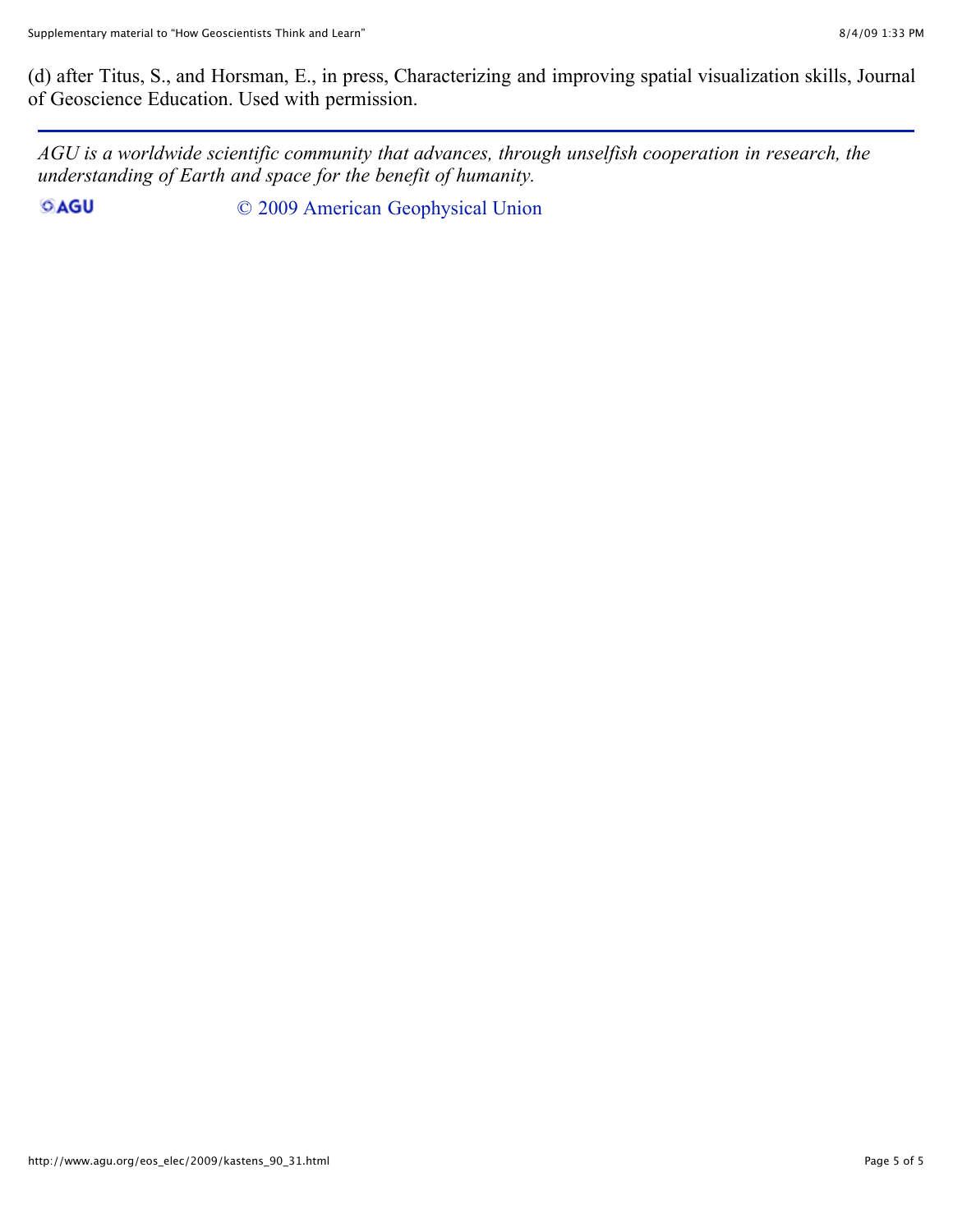(d) after Titus, S., and Horsman, E., in press, Characterizing and improving spatial visualization skills, Journal of Geoscience Education. Used with permission.

---

*AGU is a worldwide scientific community that advances, through unselfish cooperation in research, the understanding of Earth and space for the benefit of humanity.*

AGU © 2009 American Geophysical Union